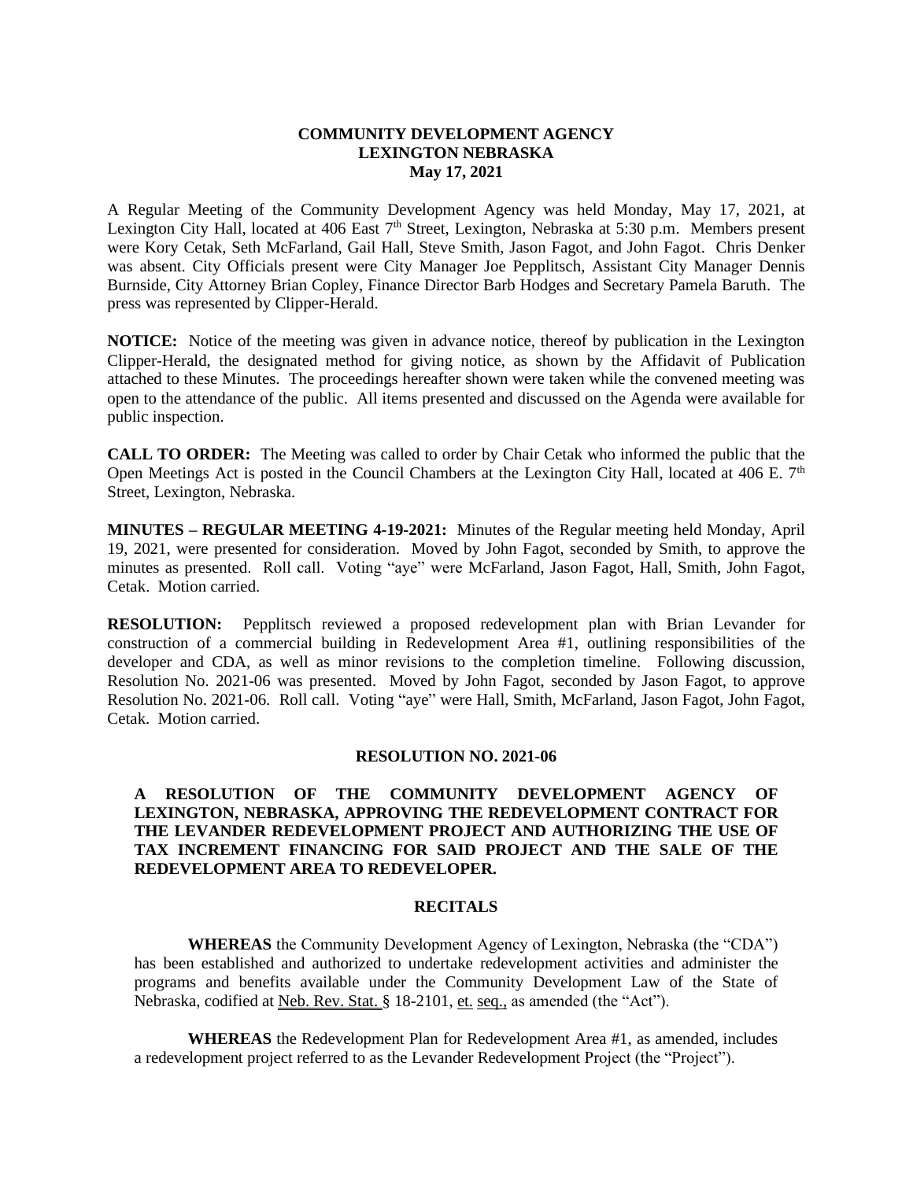**COMMUNITY DEVELOPMENT AGENCY**
**LEXINGTON NEBRASKA**
**May 17, 2021**

A Regular Meeting of the Community Development Agency was held Monday, May 17, 2021, at Lexington City Hall, located at 406 East 7th Street, Lexington, Nebraska at 5:30 p.m. Members present were Kory Cetak, Seth McFarland, Gail Hall, Steve Smith, Jason Fagot, and John Fagot. Chris Denker was absent. City Officials present were City Manager Joe Pepplitsch, Assistant City Manager Dennis Burnside, City Attorney Brian Copley, Finance Director Barb Hodges and Secretary Pamela Baruth. The press was represented by Clipper-Herald.

**NOTICE:** Notice of the meeting was given in advance notice, thereof by publication in the Lexington Clipper-Herald, the designated method for giving notice, as shown by the Affidavit of Publication attached to these Minutes. The proceedings hereafter shown were taken while the convened meeting was open to the attendance of the public. All items presented and discussed on the Agenda were available for public inspection.

**CALL TO ORDER:** The Meeting was called to order by Chair Cetak who informed the public that the Open Meetings Act is posted in the Council Chambers at the Lexington City Hall, located at 406 E. 7th Street, Lexington, Nebraska.

**MINUTES – REGULAR MEETING 4-19-2021:** Minutes of the Regular meeting held Monday, April 19, 2021, were presented for consideration. Moved by John Fagot, seconded by Smith, to approve the minutes as presented. Roll call. Voting "aye" were McFarland, Jason Fagot, Hall, Smith, John Fagot, Cetak. Motion carried.

**RESOLUTION:** Pepplitsch reviewed a proposed redevelopment plan with Brian Levander for construction of a commercial building in Redevelopment Area #1, outlining responsibilities of the developer and CDA, as well as minor revisions to the completion timeline. Following discussion, Resolution No. 2021-06 was presented. Moved by John Fagot, seconded by Jason Fagot, to approve Resolution No. 2021-06. Roll call. Voting "aye" were Hall, Smith, McFarland, Jason Fagot, John Fagot, Cetak. Motion carried.

**RESOLUTION NO. 2021-06**

**A RESOLUTION OF THE COMMUNITY DEVELOPMENT AGENCY OF LEXINGTON, NEBRASKA, APPROVING THE REDEVELOPMENT CONTRACT FOR THE LEVANDER REDEVELOPMENT PROJECT AND AUTHORIZING THE USE OF TAX INCREMENT FINANCING FOR SAID PROJECT AND THE SALE OF THE REDEVELOPMENT AREA TO REDEVELOPER.**

**RECITALS**

**WHEREAS** the Community Development Agency of Lexington, Nebraska (the "CDA") has been established and authorized to undertake redevelopment activities and administer the programs and benefits available under the Community Development Law of the State of Nebraska, codified at Neb. Rev. Stat. § 18-2101, et. seq., as amended (the "Act").

**WHEREAS** the Redevelopment Plan for Redevelopment Area #1, as amended, includes a redevelopment project referred to as the Levander Redevelopment Project (the "Project").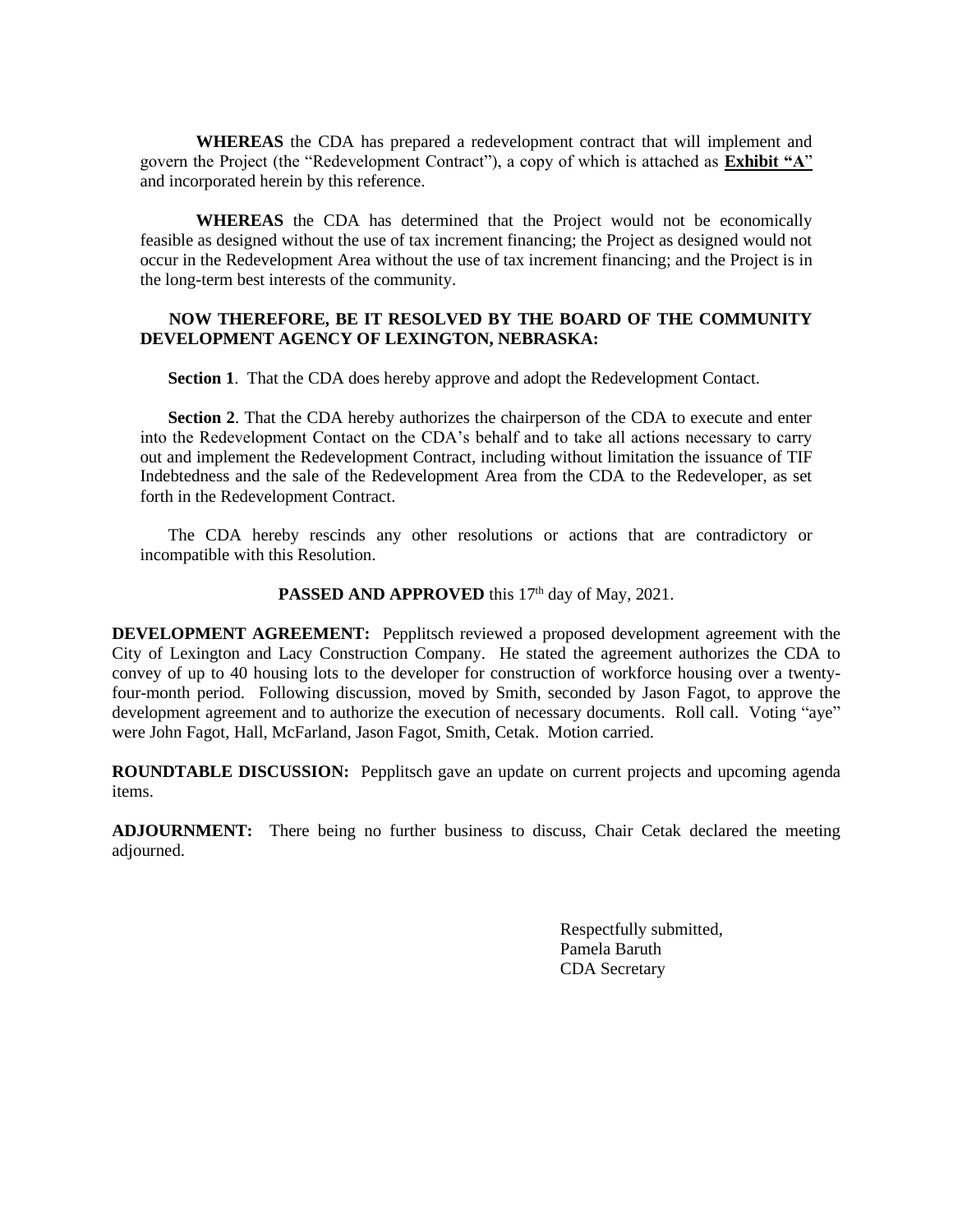**WHEREAS** the CDA has prepared a redevelopment contract that will implement and govern the Project (the "Redevelopment Contract"), a copy of which is attached as **Exhibit "A"** and incorporated herein by this reference.

**WHEREAS** the CDA has determined that the Project would not be economically feasible as designed without the use of tax increment financing; the Project as designed would not occur in the Redevelopment Area without the use of tax increment financing; and the Project is in the long-term best interests of the community.

**NOW THEREFORE, BE IT RESOLVED BY THE BOARD OF THE COMMUNITY DEVELOPMENT AGENCY OF LEXINGTON, NEBRASKA:**

**Section 1**. That the CDA does hereby approve and adopt the Redevelopment Contact.

**Section 2**. That the CDA hereby authorizes the chairperson of the CDA to execute and enter into the Redevelopment Contact on the CDA's behalf and to take all actions necessary to carry out and implement the Redevelopment Contract, including without limitation the issuance of TIF Indebtedness and the sale of the Redevelopment Area from the CDA to the Redeveloper, as set forth in the Redevelopment Contract.

The CDA hereby rescinds any other resolutions or actions that are contradictory or incompatible with this Resolution.

**PASSED AND APPROVED** this 17th day of May, 2021.

**DEVELOPMENT AGREEMENT:** Pepplitsch reviewed a proposed development agreement with the City of Lexington and Lacy Construction Company. He stated the agreement authorizes the CDA to convey of up to 40 housing lots to the developer for construction of workforce housing over a twenty-four-month period. Following discussion, moved by Smith, seconded by Jason Fagot, to approve the development agreement and to authorize the execution of necessary documents. Roll call. Voting "aye" were John Fagot, Hall, McFarland, Jason Fagot, Smith, Cetak. Motion carried.

**ROUNDTABLE DISCUSSION:** Pepplitsch gave an update on current projects and upcoming agenda items.

**ADJOURNMENT:** There being no further business to discuss, Chair Cetak declared the meeting adjourned.

Respectfully submitted,
Pamela Baruth
CDA Secretary